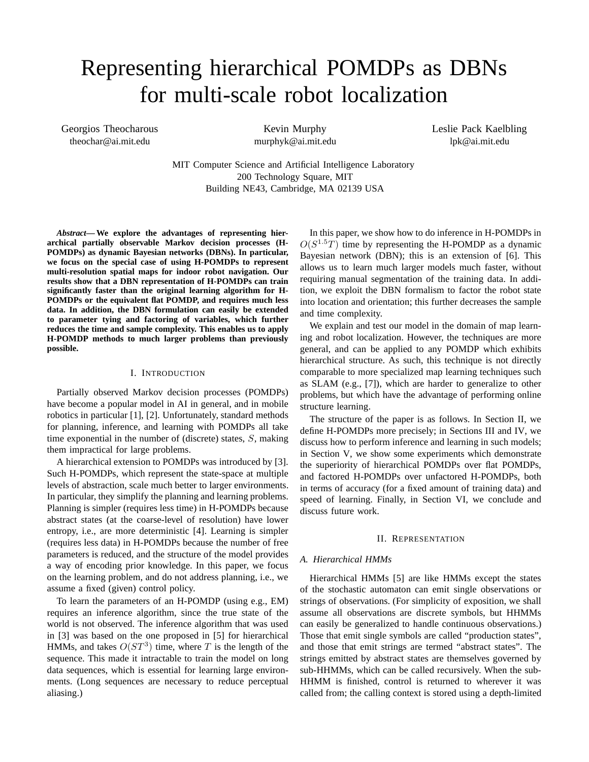# Representing hierarchical POMDPs as DBNs for multi-scale robot localization

Georgios Theocharous
theochar@ai.mit.edu

Kevin Murphy
murphyk@ai.mit.edu

Leslie Pack Kaelbling
lpk@ai.mit.edu

MIT Computer Science and Artificial Intelligence Laboratory
200 Technology Square, MIT
Building NE43, Cambridge, MA 02139 USA

***Abstract*— We explore the advantages of representing hierarchical partially observable Markov decision processes (H-POMDPs) as dynamic Bayesian networks (DBNs). In particular, we focus on the special case of using H-POMDPs to represent multi-resolution spatial maps for indoor robot navigation. Our results show that a DBN representation of H-POMDPs can train significantly faster than the original learning algorithm for H-POMDPs or the equivalent flat POMDP, and requires much less data. In addition, the DBN formulation can easily be extended to parameter tying and factoring of variables, which further reduces the time and sample complexity. This enables us to apply H-POMDP methods to much larger problems than previously possible.**

## I. Introduction

Partially observed Markov decision processes (POMDPs) have become a popular model in AI in general, and in mobile robotics in particular [1], [2]. Unfortunately, standard methods for planning, inference, and learning with POMDPs all take time exponential in the number of (discrete) states, $S$, making them impractical for large problems.

A hierarchical extension to POMDPs was introduced by [3]. Such H-POMDPs, which represent the state-space at multiple levels of abstraction, scale much better to larger environments. In particular, they simplify the planning and learning problems. Planning is simpler (requires less time) in H-POMDPs because abstract states (at the coarse-level of resolution) have lower entropy, i.e., are more deterministic [4]. Learning is simpler (requires less data) in H-POMDPs because the number of free parameters is reduced, and the structure of the model provides a way of encoding prior knowledge. In this paper, we focus on the learning problem, and do not address planning, i.e., we assume a fixed (given) control policy.

To learn the parameters of an H-POMDP (using e.g., EM) requires an inference algorithm, since the true state of the world is not observed. The inference algorithm that was used in [3] was based on the one proposed in [5] for hierarchical HMMs, and takes $O(ST^3)$ time, where $T$ is the length of the sequence. This made it intractable to train the model on long data sequences, which is essential for learning large environments. (Long sequences are necessary to reduce perceptual aliasing.)

In this paper, we show how to do inference in H-POMDPs in $O(S^{1.5}T)$ time by representing the H-POMDP as a dynamic Bayesian network (DBN); this is an extension of [6]. This allows us to learn much larger models much faster, without requiring manual segmentation of the training data. In addition, we exploit the DBN formalism to factor the robot state into location and orientation; this further decreases the sample and time complexity.

We explain and test our model in the domain of map learning and robot localization. However, the techniques are more general, and can be applied to any POMDP which exhibits hierarchical structure. As such, this technique is not directly comparable to more specialized map learning techniques such as SLAM (e.g., [7]), which are harder to generalize to other problems, but which have the advantage of performing online structure learning.

The structure of the paper is as follows. In Section II, we define H-POMDPs more precisely; in Sections III and IV, we discuss how to perform inference and learning in such models; in Section V, we show some experiments which demonstrate the superiority of hierarchical POMDPs over flat POMDPs, and factored H-POMDPs over unfactored H-POMDPs, both in terms of accuracy (for a fixed amount of training data) and speed of learning. Finally, in Section VI, we conclude and discuss future work.

## II. Representation

### A. Hierarchical HMMs

Hierarchical HMMs [5] are like HMMs except the states of the stochastic automaton can emit single observations or strings of observations. (For simplicity of exposition, we shall assume all observations are discrete symbols, but HHMMs can easily be generalized to handle continuous observations.) Those that emit single symbols are called "production states", and those that emit strings are termed "abstract states". The strings emitted by abstract states are themselves governed by sub-HHMMs, which can be called recursively. When the sub-HHMM is finished, control is returned to wherever it was called from; the calling context is stored using a depth-limited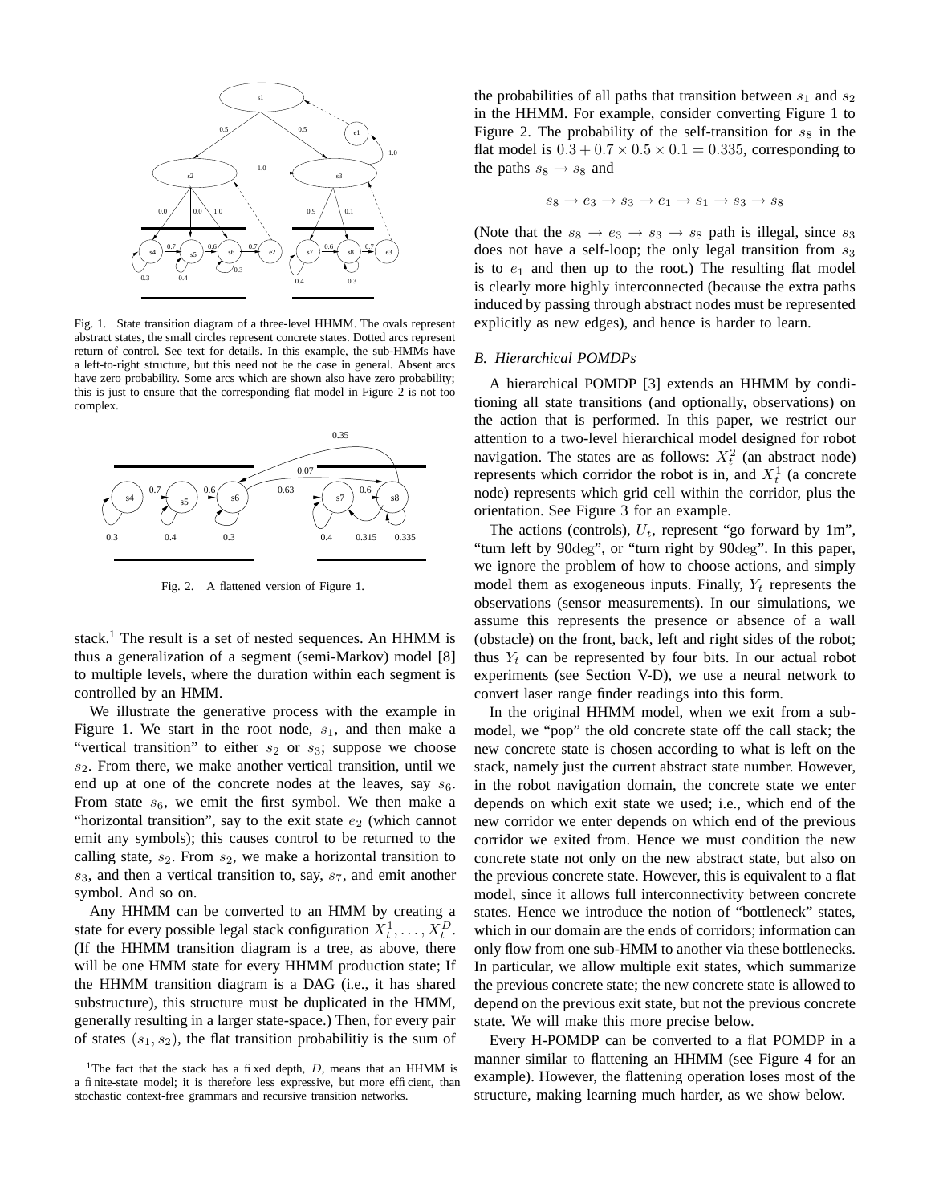Fig. 1. State transition diagram of a three-level HHMM. The ovals represent abstract states, the small circles represent concrete states. Dotted arcs represent return of control. See text for details. In this example, the sub-HMMs have a left-to-right structure, but this need not be the case in general. Absent arcs have zero probability. Some arcs which are shown also have zero probability; this is just to ensure that the corresponding flat model in Figure 2 is not too complex.

Fig. 2. A flattened version of Figure 1.

stack.[1] The result is a set of nested sequences. An HHMM is thus a generalization of a segment (semi-Markov) model [8] to multiple levels, where the duration within each segment is controlled by an HMM.

We illustrate the generative process with the example in Figure 1. We start in the root node, $s_1$, and then make a "vertical transition" to either $s_2$ or $s_3$; suppose we choose $s_2$. From there, we make another vertical transition, until we end up at one of the concrete nodes at the leaves, say $s_6$. From state $s_6$, we emit the first symbol. We then make a "horizontal transition", say to the exit state $e_2$ (which cannot emit any symbols); this causes control to be returned to the calling state, $s_2$. From $s_2$, we make a horizontal transition to $s_3$, and then a vertical transition to, say, $s_7$, and emit another symbol. And so on.

Any HHMM can be converted to an HMM by creating a state for every possible legal stack configuration $X_t^1, \ldots, X_t^D$. (If the HHMM transition diagram is a tree, as above, there will be one HMM state for every HHMM production state; If the HHMM transition diagram is a DAG (i.e., it has shared substructure), this structure must be duplicated in the HMM, generally resulting in a larger state-space.) Then, for every pair of states $(s_1, s_2)$, the flat transition probabilitiy is the sum of the probabilities of all paths that transition between $s_1$ and $s_2$ in the HHMM. For example, consider converting Figure 1 to Figure 2. The probability of the self-transition for $s_8$ in the flat model is $0.3 + 0.7 \times 0.5 \times 0.1 = 0.335$, corresponding to the paths $s_8 \to s_8$ and

$$s_8 \to e_3 \to s_3 \to e_1 \to s_1 \to s_3 \to s_8$$

(Note that the $s_8 \to e_3 \to s_3 \to s_8$ path is illegal, since $s_3$ does not have a self-loop; the only legal transition from $s_3$ is to $e_1$ and then up to the root.) The resulting flat model is clearly more highly interconnected (because the extra paths induced by passing through abstract nodes must be represented explicitly as new edges), and hence is harder to learn.

### B. Hierarchical POMDPs

A hierarchical POMDP [3] extends an HHMM by conditioning all state transitions (and optionally, observations) on the action that is performed. In this paper, we restrict our attention to a two-level hierarchical model designed for robot navigation. The states are as follows: $X_t^2$ (an abstract node) represents which corridor the robot is in, and $X_t^1$ (a concrete node) represents which grid cell within the corridor, plus the orientation. See Figure 3 for an example.

The actions (controls), $U_t$, represent "go forward by 1m", "turn left by 90$\deg$", or "turn right by 90$\deg$". In this paper, we ignore the problem of how to choose actions, and simply model them as exogeneous inputs. Finally, $Y_t$ represents the observations (sensor measurements). In our simulations, we assume this represents the presence or absence of a wall (obstacle) on the front, back, left and right sides of the robot; thus $Y_t$ can be represented by four bits. In our actual robot experiments (see Section V-D), we use a neural network to convert laser range finder readings into this form.

In the original HHMM model, when we exit from a sub-model, we "pop" the old concrete state off the call stack; the new concrete state is chosen according to what is left on the stack, namely just the current abstract state number. However, in the robot navigation domain, the concrete state we enter depends on which exit state we used; i.e., which end of the new corridor we enter depends on which end of the previous corridor we exited from. Hence we must condition the new concrete state not only on the new abstract state, but also on the previous concrete state. However, this is equivalent to a flat model, since it allows full interconnectivity between concrete states. Hence we introduce the notion of "bottleneck" states, which in our domain are the ends of corridors; information can only flow from one sub-HMM to another via these bottlenecks. In particular, we allow multiple exit states, which summarize the previous concrete state; the new concrete state is allowed to depend on the previous exit state, but not the previous concrete state. We will make this more precise below.

Every H-POMDP can be converted to a flat POMDP in a manner similar to flattening an HHMM (see Figure 4 for an example). However, the flattening operation loses most of the structure, making learning much harder, as we show below.

[1] The fact that the stack has a fixed depth, $D$, means that an HHMM is a finite-state model; it is therefore less expressive, but more efficient, than stochastic context-free grammars and recursive transition networks.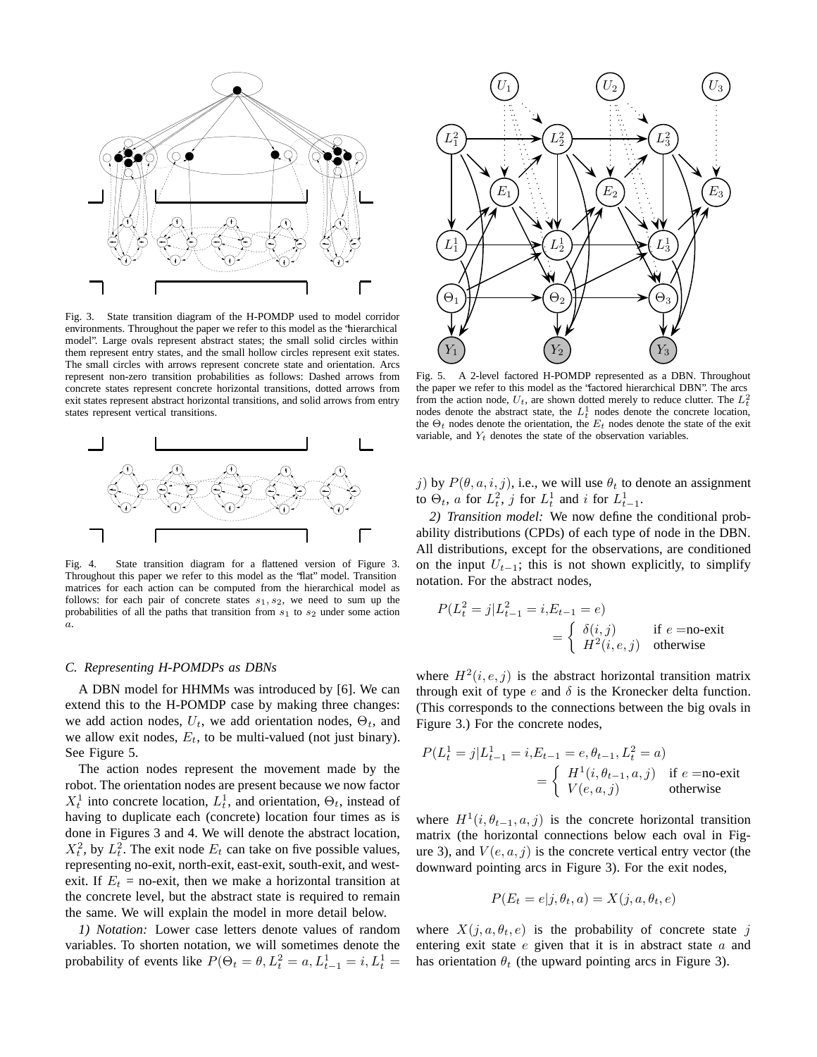Fig. 3. State transition diagram of the H-POMDP used to model corridor environments. Throughout the paper we refer to this model as the "hierarchical model". Large ovals represent abstract states; the small solid circles within them represent entry states, and the small hollow circles represent exit states. The small circles with arrows represent concrete state and orientation. Arcs represent non-zero transition probabilities as follows: Dashed arrows from concrete states represent concrete horizontal transitions, dotted arrows from exit states represent abstract horizontal transitions, and solid arrows from entry states represent vertical transitions.

Fig. 4. State transition diagram for a flattened version of Figure 3. Throughout this paper we refer to this model as the "flat" model. Transition matrices for each action can be computed from the hierarchical model as follows: for each pair of concrete states $s_1, s_2$, we need to sum up the probabilities of all the paths that transition from $s_1$ to $s_2$ under some action $a$.

### C. Representing H-POMDPs as DBNs

A DBN model for HHMMs was introduced by [6]. We can extend this to the H-POMDP case by making three changes: we add action nodes, $U_t$, we add orientation nodes, $\Theta_t$, and we allow exit nodes, $E_t$, to be multi-valued (not just binary). See Figure 5.

The action nodes represent the movement made by the robot. The orientation nodes are present because we now factor $X_t^1$ into concrete location, $L_t^1$, and orientation, $\Theta_t$, instead of having to duplicate each (concrete) location four times as is done in Figures 3 and 4. We will denote the abstract location, $X_t^2$, by $L_t^2$. The exit node $E_t$ can take on five possible values, representing no-exit, north-exit, east-exit, south-exit, and west-exit. If $E_t$ = no-exit, then we make a horizontal transition at the concrete level, but the abstract state is required to remain the same. We will explain the model in more detail below.

*1) Notation:* Lower case letters denote values of random variables. To shorten notation, we will sometimes denote the probability of events like $P(\Theta_t = \theta, L_t^2 = a, L_{t-1}^1 = i, L_t^1 = j)$ by $P(\theta, a, i, j)$, i.e., we will use $\theta_t$ to denote an assignment to $\Theta_t$, $a$ for $L_t^2$, $j$ for $L_t^1$ and $i$ for $L_{t-1}^1$.

Fig. 5. A 2-level factored H-POMDP represented as a DBN. Throughout the paper we refer to this model as the "factored hierarchical DBN". The arcs from the action node, $U_t$, are shown dotted merely to reduce clutter. The $L_t^2$ nodes denote the abstract state, the $L_t^1$ nodes denote the concrete location, the $\Theta_t$ nodes denote the orientation, the $E_t$ nodes denote the state of the exit variable, and $Y_t$ denotes the state of the observation variables.

*2) Transition model:* We now define the conditional probability distributions (CPDs) of each type of node in the DBN. All distributions, except for the observations, are conditioned on the input $U_{t-1}$; this is not shown explicitly, to simplify notation. For the abstract nodes,

$$P(L_t^2 = j | L_{t-1}^2 = i, E_{t-1} = e) = \begin{cases} \delta(i,j) & \text{if } e = \text{no-exit} \\ H^2(i,e,j) & \text{otherwise} \end{cases}$$

where $H^2(i,e,j)$ is the abstract horizontal transition matrix through exit of type $e$ and $\delta$ is the Kronecker delta function. (This corresponds to the connections between the big ovals in Figure 3.) For the concrete nodes,

$$P(L_t^1 = j | L_{t-1}^1 = i, E_{t-1} = e, \theta_{t-1}, L_t^2 = a) = \begin{cases} H^1(i, \theta_{t-1}, a, j) & \text{if } e = \text{no-exit} \\ V(e,a,j) & \text{otherwise} \end{cases}$$

where $H^1(i, \theta_{t-1}, a, j)$ is the concrete horizontal transition matrix (the horizontal connections below each oval in Figure 3), and $V(e,a,j)$ is the concrete vertical entry vector (the downward pointing arcs in Figure 3). For the exit nodes,

$$P(E_t = e | j, \theta_t, a) = X(j, a, \theta_t, e)$$

where $X(j, a, \theta_t, e)$ is the probability of concrete state $j$ entering exit state $e$ given that it is in abstract state $a$ and has orientation $\theta_t$ (the upward pointing arcs in Figure 3).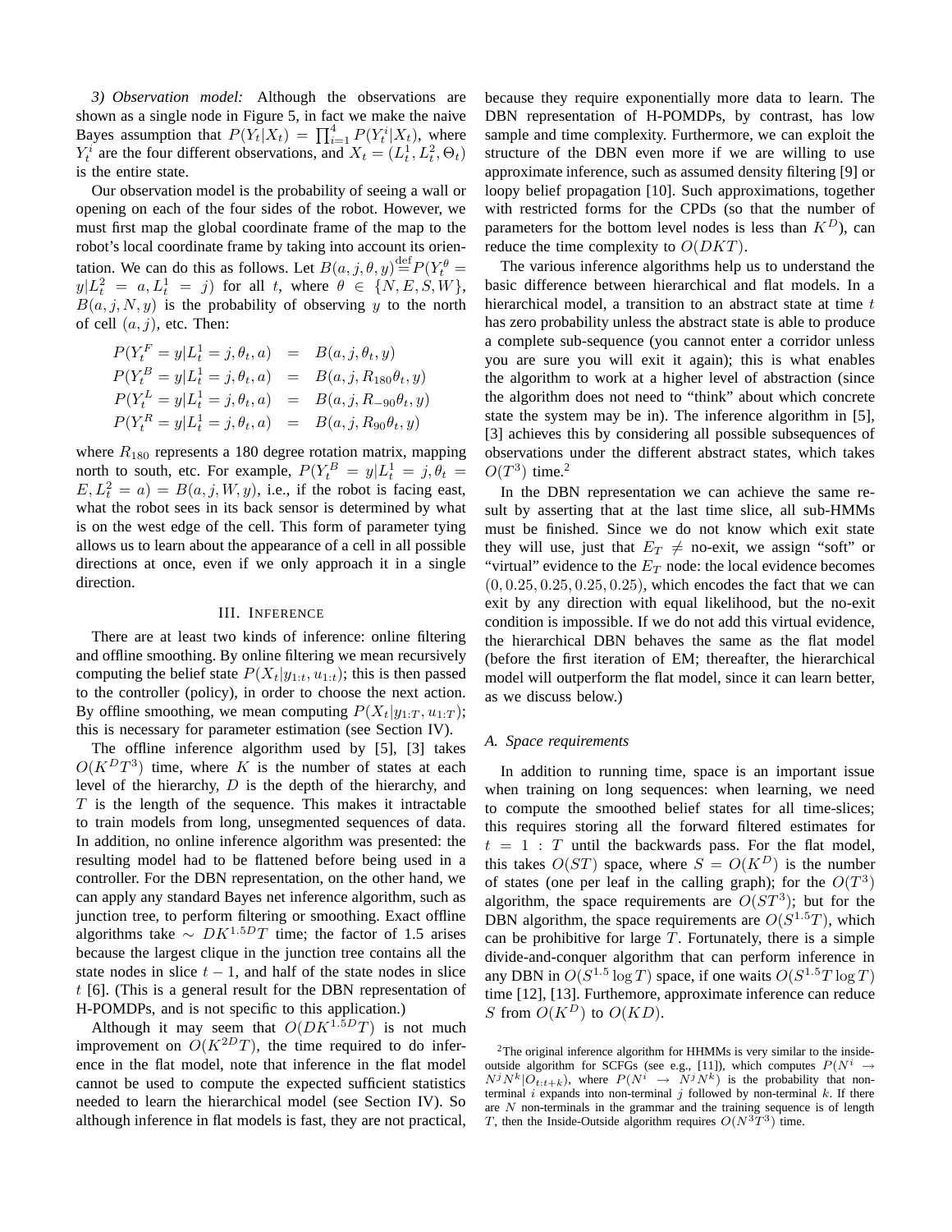*3) Observation model:* Although the observations are shown as a single node in Figure 5, in fact we make the naive Bayes assumption that $P(Y_t|X_t) = \prod_{i=1}^{4} P(Y_t^i|X_t)$, where $Y_t^i$ are the four different observations, and $X_t = (L_t^1, L_t^2, \Theta_t)$ is the entire state.

Our observation model is the probability of seeing a wall or opening on each of the four sides of the robot. However, we must first map the global coordinate frame of the map to the robot's local coordinate frame by taking into account its orientation. We can do this as follows. Let $B(a, j, \theta, y) \stackrel{\text{def}}{=} P(Y_t^\theta = y|L_t^2 = a, L_t^1 = j)$ for all $t$, where $\theta \in \{N, E, S, W\}$, $B(a, j, N, y)$ is the probability of observing $y$ to the north of cell $(a, j)$, etc. Then:

$$
\begin{aligned}
P(Y_t^F = y|L_t^1 = j, \theta_t, a) &= B(a, j, \theta_t, y) \\
P(Y_t^B = y|L_t^1 = j, \theta_t, a) &= B(a, j, R_{180}\theta_t, y) \\
P(Y_t^L = y|L_t^1 = j, \theta_t, a) &= B(a, j, R_{-90}\theta_t, y) \\
P(Y_t^R = y|L_t^1 = j, \theta_t, a) &= B(a, j, R_{90}\theta_t, y)
\end{aligned}
$$

where $R_{180}$ represents a 180 degree rotation matrix, mapping north to south, etc. For example, $P(Y_t^B = y|L_t^1 = j, \theta_t = E, L_t^2 = a) = B(a, j, W, y)$, i.e., if the robot is facing east, what the robot sees in its back sensor is determined by what is on the west edge of the cell. This form of parameter tying allows us to learn about the appearance of a cell in all possible directions at once, even if we only approach it in a single direction.

## III. Inference

There are at least two kinds of inference: online filtering and offline smoothing. By online filtering we mean recursively computing the belief state $P(X_t|y_{1:t}, u_{1:t})$; this is then passed to the controller (policy), in order to choose the next action. By offline smoothing, we mean computing $P(X_t|y_{1:T}, u_{1:T})$; this is necessary for parameter estimation (see Section IV).

The offline inference algorithm used by [5], [3] takes $O(K^D T^3)$ time, where $K$ is the number of states at each level of the hierarchy, $D$ is the depth of the hierarchy, and $T$ is the length of the sequence. This makes it intractable to train models from long, unsegmented sequences of data. In addition, no online inference algorithm was presented: the resulting model had to be flattened before being used in a controller. For the DBN representation, on the other hand, we can apply any standard Bayes net inference algorithm, such as junction tree, to perform filtering or smoothing. Exact offline algorithms take $\sim DK^{1.5D}T$ time; the factor of 1.5 arises because the largest clique in the junction tree contains all the state nodes in slice $t-1$, and half of the state nodes in slice $t$ [6]. (This is a general result for the DBN representation of H-POMDPs, and is not specific to this application.)

Although it may seem that $O(DK^{1.5D}T)$ is not much improvement on $O(K^{2D}T)$, the time required to do inference in the flat model, note that inference in the flat model cannot be used to compute the expected sufficient statistics needed to learn the hierarchical model (see Section IV). So although inference in flat models is fast, they are not practical, because they require exponentially more data to learn. The DBN representation of H-POMDPs, by contrast, has low sample and time complexity. Furthermore, we can exploit the structure of the DBN even more if we are willing to use approximate inference, such as assumed density filtering [9] or loopy belief propagation [10]. Such approximations, together with restricted forms for the CPDs (so that the number of parameters for the bottom level nodes is less than $K^D$), can reduce the time complexity to $O(DKT)$.

The various inference algorithms help us to understand the basic difference between hierarchical and flat models. In a hierarchical model, a transition to an abstract state at time $t$ has zero probability unless the abstract state is able to produce a complete sub-sequence (you cannot enter a corridor unless you are sure you will exit it again); this is what enables the algorithm to work at a higher level of abstraction (since the algorithm does not need to "think" about which concrete state the system may be in). The inference algorithm in [5], [3] achieves this by considering all possible subsequences of observations under the different abstract states, which takes $O(T^3)$ time.[2]

In the DBN representation we can achieve the same result by asserting that at the last time slice, all sub-HMMs must be finished. Since we do not know which exit state they will use, just that $E_T \neq$ no-exit, we assign "soft" or "virtual" evidence to the $E_T$ node: the local evidence becomes $(0, 0.25, 0.25, 0.25, 0.25)$, which encodes the fact that we can exit by any direction with equal likelihood, but the no-exit condition is impossible. If we do not add this virtual evidence, the hierarchical DBN behaves the same as the flat model (before the first iteration of EM; thereafter, the hierarchical model will outperform the flat model, since it can learn better, as we discuss below.)

### A. Space requirements

In addition to running time, space is an important issue when training on long sequences: when learning, we need to compute the smoothed belief states for all time-slices; this requires storing all the forward filtered estimates for $t = 1 : T$ until the backwards pass. For the flat model, this takes $O(ST)$ space, where $S = O(K^D)$ is the number of states (one per leaf in the calling graph); for the $O(T^3)$ algorithm, the space requirements are $O(ST^3)$; but for the DBN algorithm, the space requirements are $O(S^{1.5}T)$, which can be prohibitive for large $T$. Fortunately, there is a simple divide-and-conquer algorithm that can perform inference in any DBN in $O(S^{1.5} \log T)$ space, if one waits $O(S^{1.5} T \log T)$ time [12], [13]. Furthermore, approximate inference can reduce $S$ from $O(K^D)$ to $O(KD)$.

---

[2] The original inference algorithm for HHMMs is very similar to the inside-outside algorithm for SCFGs (see e.g., [11]), which computes $P(N^i \rightarrow N^j N^k|O_{t:t+k})$, where $P(N^i \rightarrow N^j N^k)$ is the probability that non-terminal $i$ expands into non-terminal $j$ followed by non-terminal $k$. If there are $N$ non-terminals in the grammar and the training sequence is of length $T$, then the Inside-Outside algorithm requires $O(N^3T^3)$ time.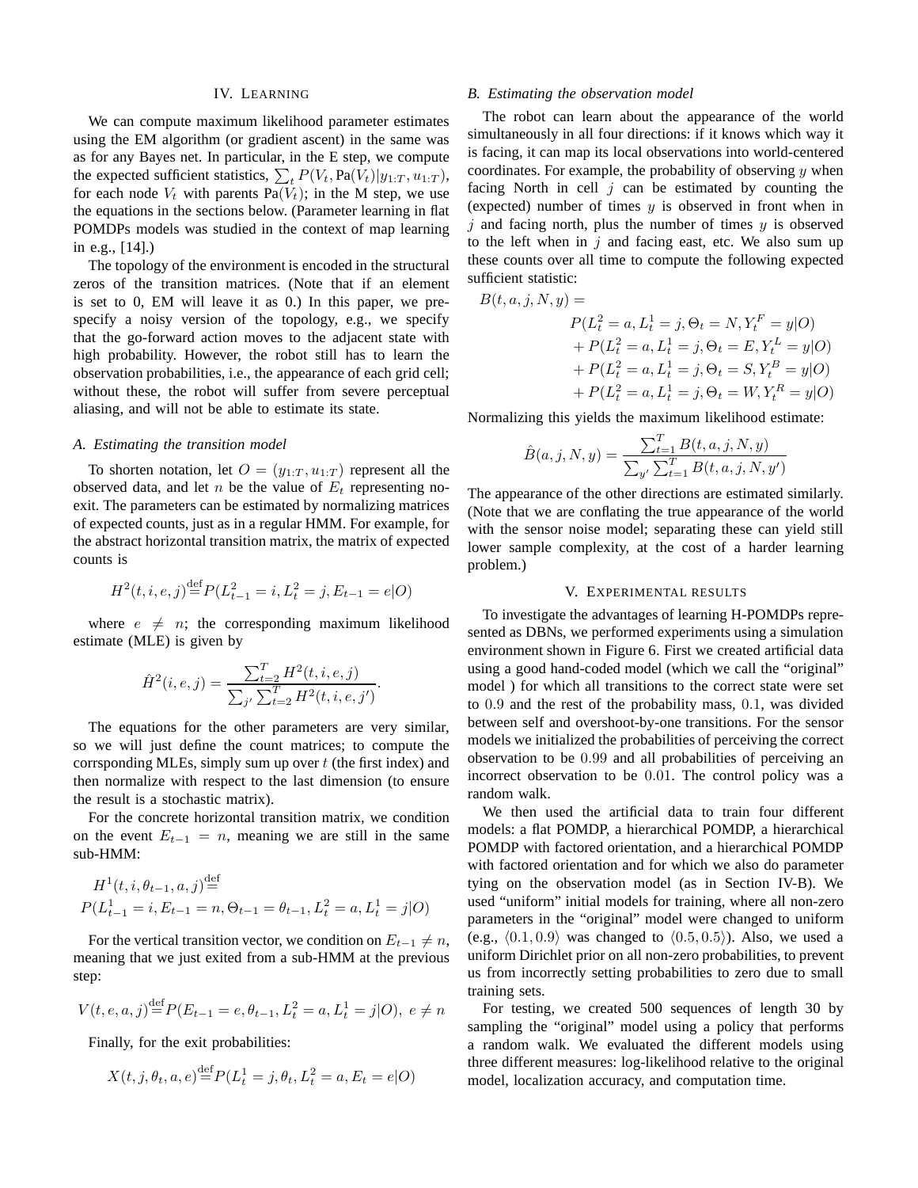## IV. Learning

We can compute maximum likelihood parameter estimates using the EM algorithm (or gradient ascent) in the same was as for any Bayes net. In particular, in the E step, we compute the expected sufficient statistics, $\sum_t P(V_t, \text{Pa}(V_t)|y_{1:T}, u_{1:T})$, for each node $V_t$ with parents $\text{Pa}(V_t)$; in the M step, we use the equations in the sections below. (Parameter learning in flat POMDPs models was studied in the context of map learning in e.g., [14].)

The topology of the environment is encoded in the structural zeros of the transition matrices. (Note that if an element is set to 0, EM will leave it as 0.) In this paper, we pre-specify a noisy version of the topology, e.g., we specify that the go-forward action moves to the adjacent state with high probability. However, the robot still has to learn the observation probabilities, i.e., the appearance of each grid cell; without these, the robot will suffer from severe perceptual aliasing, and will not be able to estimate its state.

### A. Estimating the transition model

To shorten notation, let $O = (y_{1:T}, u_{1:T})$ represent all the observed data, and let $n$ be the value of $E_t$ representing no-exit. The parameters can be estimated by normalizing matrices of expected counts, just as in a regular HMM. For example, for the abstract horizontal transition matrix, the matrix of expected counts is

$$H^2(t,i,e,j) \stackrel{\text{def}}{=} P(L^2_{t-1} = i, L^2_t = j, E_{t-1} = e|O)$$

where $e \neq n$; the corresponding maximum likelihood estimate (MLE) is given by

$$\hat{H}^2(i,e,j) = \frac{\sum_{t=2}^T H^2(t,i,e,j)}{\sum_{j'} \sum_{t=2}^T H^2(t,i,e,j')}.$$

The equations for the other parameters are very similar, so we will just define the count matrices; to compute the corrsponding MLEs, simply sum up over $t$ (the first index) and then normalize with respect to the last dimension (to ensure the result is a stochastic matrix).

For the concrete horizontal transition matrix, we condition on the event $E_{t-1} = n$, meaning we are still in the same sub-HMM:

$$H^1(t,i,\theta_{t-1},a,j) \stackrel{\text{def}}{=}$$
$$P(L^1_{t-1} = i, E_{t-1} = n, \Theta_{t-1} = \theta_{t-1}, L^2_t = a, L^1_t = j|O)$$

For the vertical transition vector, we condition on $E_{t-1} \neq n$, meaning that we just exited from a sub-HMM at the previous step:

$$V(t,e,a,j) \stackrel{\text{def}}{=} P(E_{t-1} = e, \theta_{t-1}, L^2_t = a, L^1_t = j|O), \; e \neq n$$

Finally, for the exit probabilities:

$$X(t,j,\theta_t,a,e) \stackrel{\text{def}}{=} P(L^1_t = j, \theta_t, L^2_t = a, E_t = e|O)$$

### B. Estimating the observation model

The robot can learn about the appearance of the world simultaneously in all four directions: if it knows which way it is facing, it can map its local observations into world-centered coordinates. For example, the probability of observing $y$ when facing North in cell $j$ can be estimated by counting the (expected) number of times $y$ is observed in front when in $j$ and facing north, plus the number of times $y$ is observed to the left when in $j$ and facing east, etc. We also sum up these counts over all time to compute the following expected sufficient statistic:

$$\begin{aligned}
B(t,a,j,N,y) = \\
& P(L^2_t = a, L^1_t = j, \Theta_t = N, Y^F_t = y|O) \\
& + P(L^2_t = a, L^1_t = j, \Theta_t = E, Y^L_t = y|O) \\
& + P(L^2_t = a, L^1_t = j, \Theta_t = S, Y^B_t = y|O) \\
& + P(L^2_t = a, L^1_t = j, \Theta_t = W, Y^R_t = y|O)
\end{aligned}$$

Normalizing this yields the maximum likelihood estimate:

$$\hat{B}(a,j,N,y) = \frac{\sum_{t=1}^T B(t,a,j,N,y)}{\sum_{y'} \sum_{t=1}^T B(t,a,j,N,y')}$$

The appearance of the other directions are estimated similarly. (Note that we are conflating the true appearance of the world with the sensor noise model; separating these can yield still lower sample complexity, at the cost of a harder learning problem.)

## V. Experimental results

To investigate the advantages of learning H-POMDPs represented as DBNs, we performed experiments using a simulation environment shown in Figure 6. First we created artificial data using a good hand-coded model (which we call the "original" model ) for which all transitions to the correct state were set to $0.9$ and the rest of the probability mass, $0.1$, was divided between self and overshoot-by-one transitions. For the sensor models we initialized the probabilities of perceiving the correct observation to be $0.99$ and all probabilities of perceiving an incorrect observation to be $0.01$. The control policy was a random walk.

We then used the artificial data to train four different models: a flat POMDP, a hierarchical POMDP, a hierarchical POMDP with factored orientation, and a hierarchical POMDP with factored orientation and for which we also do parameter tying on the observation model (as in Section IV-B). We used "uniform" initial models for training, where all non-zero parameters in the "original" model were changed to uniform (e.g., $\langle 0.1, 0.9 \rangle$ was changed to $\langle 0.5, 0.5 \rangle$). Also, we used a uniform Dirichlet prior on all non-zero probabilities, to prevent us from incorrectly setting probabilities to zero due to small training sets.

For testing, we created 500 sequences of length 30 by sampling the "original" model using a policy that performs a random walk. We evaluated the different models using three different measures: log-likelihood relative to the original model, localization accuracy, and computation time.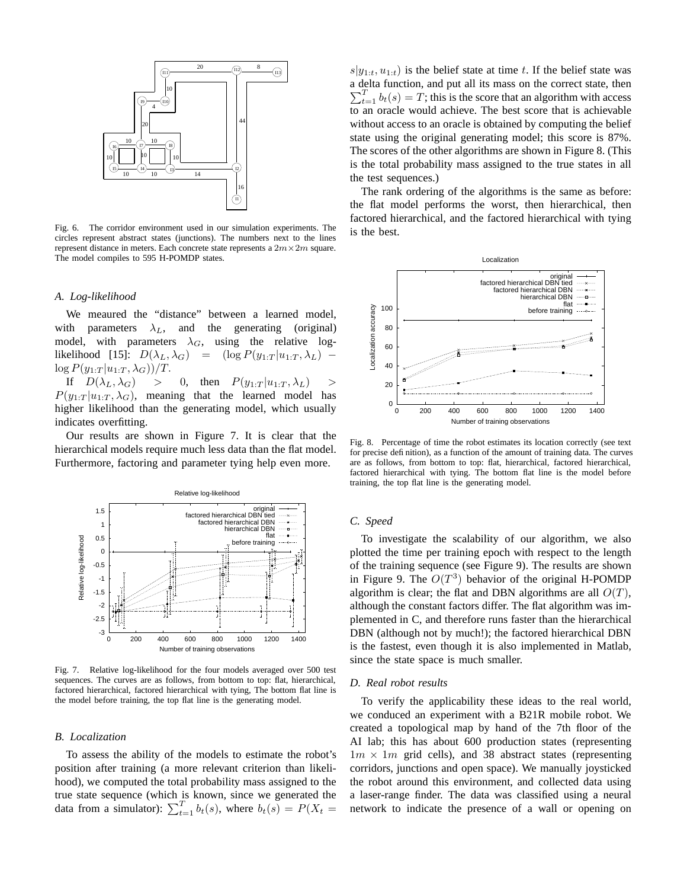Fig. 6. The corridor environment used in our simulation experiments. The circles represent abstract states (junctions). The numbers next to the lines represent distance in meters. Each concrete state represents a $2m \times 2m$ square. The model compiles to 595 H-POMDP states.

### A. Log-likelihood

We meaured the "distance" between a learned model, with parameters $\lambda_L$, and the generating (original) model, with parameters $\lambda_G$, using the relative log-likelihood [15]: $D(\lambda_L, \lambda_G) = (\log P(y_{1:T}|u_{1:T}, \lambda_L) - \log P(y_{1:T}|u_{1:T}, \lambda_G))/T$.

If $D(\lambda_L, \lambda_G) > 0$, then $P(y_{1:T}|u_{1:T}, \lambda_L) > P(y_{1:T}|u_{1:T}, \lambda_G)$, meaning that the learned model has higher likelihood than the generating model, which usually indicates overfitting.

Our results are shown in Figure 7. It is clear that the hierarchical models require much less data than the flat model. Furthermore, factoring and parameter tying help even more.

Fig. 7. Relative log-likelihood for the four models averaged over 500 test sequences. The curves are as follows, from bottom to top: flat, hierarchical, factored hierarchical, factored hierarchical with tying, The bottom flat line is the model before training, the top flat line is the generating model.

### B. Localization

To assess the ability of the models to estimate the robot's position after training (a more relevant criterion than likelihood), we computed the total probability mass assigned to the true state sequence (which is known, since we generated the data from a simulator): $\sum_{t=1}^{T} b_t(s)$, where $b_t(s) = P(X_t = s|y_{1:t}, u_{1:t})$ is the belief state at time $t$. If the belief state was a delta function, and put all its mass on the correct state, then $\sum_{t=1}^{T} b_t(s) = T$; this is the score that an algorithm with access to an oracle would achieve. The best score that is achievable without access to an oracle is obtained by computing the belief state using the original generating model; this score is 87%. The scores of the other algorithms are shown in Figure 8. (This is the total probability mass assigned to the true states in all the test sequences.)

The rank ordering of the algorithms is the same as before: the flat model performs the worst, then hierarchical, then factored hierarchical, and the factored hierarchical with tying is the best.

Fig. 8. Percentage of time the robot estimates its location correctly (see text for precise definition), as a function of the amount of training data. The curves are as follows, from bottom to top: flat, hierarchical, factored hierarchical, factored hierarchical with tying. The bottom flat line is the model before training, the top flat line is the generating model.

### C. Speed

To investigate the scalability of our algorithm, we also plotted the time per training epoch with respect to the length of the training sequence (see Figure 9). The results are shown in Figure 9. The $O(T^3)$ behavior of the original H-POMDP algorithm is clear; the flat and DBN algorithms are all $O(T)$, although the constant factors differ. The flat algorithm was implemented in C, and therefore runs faster than the hierarchical DBN (although not by much!); the factored hierarchical DBN is the fastest, even though it is also implemented in Matlab, since the state space is much smaller.

### D. Real robot results

To verify the applicability these ideas to the real world, we conduced an experiment with a B21R mobile robot. We created a topological map by hand of the 7th floor of the AI lab; this has about 600 production states (representing $1m \times 1m$ grid cells), and 38 abstract states (representing corridors, junctions and open space). We manually joysticked the robot around this environment, and collected data using a laser-range finder. The data was classified using a neural network to indicate the presence of a wall or opening on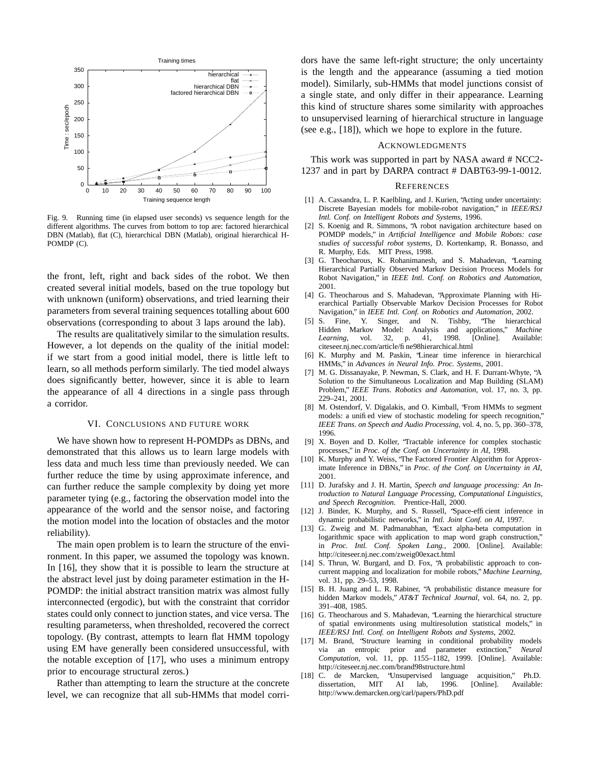Training times

350

300

250

200

150

100

50

0

Time : sec/epoch

0 10 20 30 40 50 60 70 80 90 100

Training sequence length

hierarchical

flat

hierarchical DBN

factored hierarchical DBN

Fig. 9. Running time (in elapsed user seconds) vs sequence length for the different algorithms. The curves from bottom to top are: factored hierarchical DBN (Matlab), flat (C), hierarchical DBN (Matlab), original hierarchical H-POMDP (C).

the front, left, right and back sides of the robot. We then created several initial models, based on the true topology but with unknown (uniform) observations, and tried learning their parameters from several training sequences totalling about 600 observations (corresponding to about 3 laps around the lab).

The results are qualitatively similar to the simulation results. However, a lot depends on the quality of the initial model: if we start from a good initial model, there is little left to learn, so all methods perform similarly. The tied model always does significantly better, however, since it is able to learn the appearance of all 4 directions in a single pass through a corridor.

## VI. Conclusions and future work

We have shown how to represent H-POMDPs as DBNs, and demonstrated that this allows us to learn large models with less data and much less time than previously needed. We can further reduce the time by using approximate inference, and can further reduce the sample complexity by doing yet more parameter tying (e.g., factoring the observation model into the appearance of the world and the sensor noise, and factoring the motion model into the location of obstacles and the motor reliability).

The main open problem is to learn the structure of the environment. In this paper, we assumed the topology was known. In [16], they show that it is possible to learn the structure at the abstract level just by doing parameter estimation in the H-POMDP: the initial abstract transition matrix was almost fully interconnected (ergodic), but with the constraint that corridor states could only connect to junction states, and vice versa. The resulting parameterss, when thresholded, recovered the correct topology. (By contrast, attempts to learn flat HMM topology using EM have generally been considered unsuccessful, with the notable exception of [17], who uses a minimum entropy prior to encourage structural zeros.)

Rather than attempting to learn the structure at the concrete level, we can recognize that all sub-HMMs that model corridors have the same left-right structure; the only uncertainty is the length and the appearance (assuming a tied motion model). Similarly, sub-HMMs that model junctions consist of a single state, and only differ in their appearance. Learning this kind of structure shares some similarity with approaches to unsupervised learning of hierarchical structure in language (see e.g., [18]), which we hope to explore in the future.

## Acknowledgments

This work was supported in part by NASA award # NCC2-1237 and in part by DARPA contract # DABT63-99-1-0012.

## References

[1] A. Cassandra, L. P. Kaelbling, and J. Kurien, "Acting under uncertainty: Discrete Bayesian models for mobile-robot navigation," in *IEEE/RSJ Intl. Conf. on Intelligent Robots and Systems*, 1996.

[2] S. Koenig and R. Simmons, "A robot navigation architecture based on POMDP models," in *Artificial Intelligence and Mobile Robots: case studies of successful robot systems*, D. Kortenkamp, R. Bonasso, and R. Murphy, Eds. MIT Press, 1998.

[3] G. Theocharous, K. Rohanimanesh, and S. Mahadevan, "Learning Hierarchical Partially Observed Markov Decision Process Models for Robot Navigation," in *IEEE Intl. Conf. on Robotics and Automation*, 2001.

[4] G. Theocharous and S. Mahadevan, "Approximate Planning with Hierarchical Partially Observable Markov Decision Processes for Robot Navigation," in *IEEE Intl. Conf. on Robotics and Automation*, 2002.

[5] S. Fine, Y. Singer, and N. Tishby, "The hierarchical Hidden Markov Model: Analysis and applications," *Machine Learning*, vol. 32, p. 41, 1998. [Online]. Available: citeseer.nj.nec.com/article/fine98hierarchical.html

[6] K. Murphy and M. Paskin, "Linear time inference in hierarchical HMMs," in *Advances in Neural Info. Proc. Systems*, 2001.

[7] M. G. Dissanayake, P. Newman, S. Clark, and H. F. Durrant-Whyte, "A Solution to the Simultaneous Localization and Map Building (SLAM) Problem," *IEEE Trans. Robotics and Automation*, vol. 17, no. 3, pp. 229–241, 2001.

[8] M. Ostendorf, V. Digalakis, and O. Kimball, "From HMMs to segment models: a unified view of stochastic modeling for speech recognition," *IEEE Trans. on Speech and Audio Processing*, vol. 4, no. 5, pp. 360–378, 1996.

[9] X. Boyen and D. Koller, "Tractable inference for complex stochastic processes," in *Proc. of the Conf. on Uncertainty in AI*, 1998.

[10] K. Murphy and Y. Weiss, "The Factored Frontier Algorithm for Approximate Inference in DBNs," in *Proc. of the Conf. on Uncertainty in AI*, 2001.

[11] D. Jurafsky and J. H. Martin, *Speech and language processing: An Introduction to Natural Language Processing, Computational Linguistics, and Speech Recognition*. Prentice-Hall, 2000.

[12] J. Binder, K. Murphy, and S. Russell, "Space-efficient inference in dynamic probabilistic networks," in *Intl. Joint Conf. on AI*, 1997.

[13] G. Zweig and M. Padmanabhan, "Exact alpha-beta computation in logarithmic space with application to map word graph construction," in *Proc. Intl. Conf. Spoken Lang.*, 2000. [Online]. Available: http://citeseer.nj.nec.com/zweig00exact.html

[14] S. Thrun, W. Burgard, and D. Fox, "A probabilistic approach to concurrent mapping and localization for mobile robots," *Machine Learning*, vol. 31, pp. 29–53, 1998.

[15] B. H. Juang and L. R. Rabiner, "A probabilistic distance measure for hidden Markov models," *AT&T Technical Journal*, vol. 64, no. 2, pp. 391–408, 1985.

[16] G. Theocharous and S. Mahadevan, "Learning the hierarchical structure of spatial environments using multiresolution statistical models," in *IEEE/RSJ Intl. Conf. on Intelligent Robots and Systems*, 2002.

[17] M. Brand, "Structure learning in conditional probability models via an entropic prior and parameter extinction," *Neural Computation*, vol. 11, pp. 1155–1182, 1999. [Online]. Available: http://citeseer.nj.nec.com/brand98structure.html

[18] C. de Marcken, "Unsupervised language acquisition," Ph.D. dissertation, MIT AI lab, 1996. [Online]. Available: http://www.demarcken.org/carl/papers/PhD.pdf